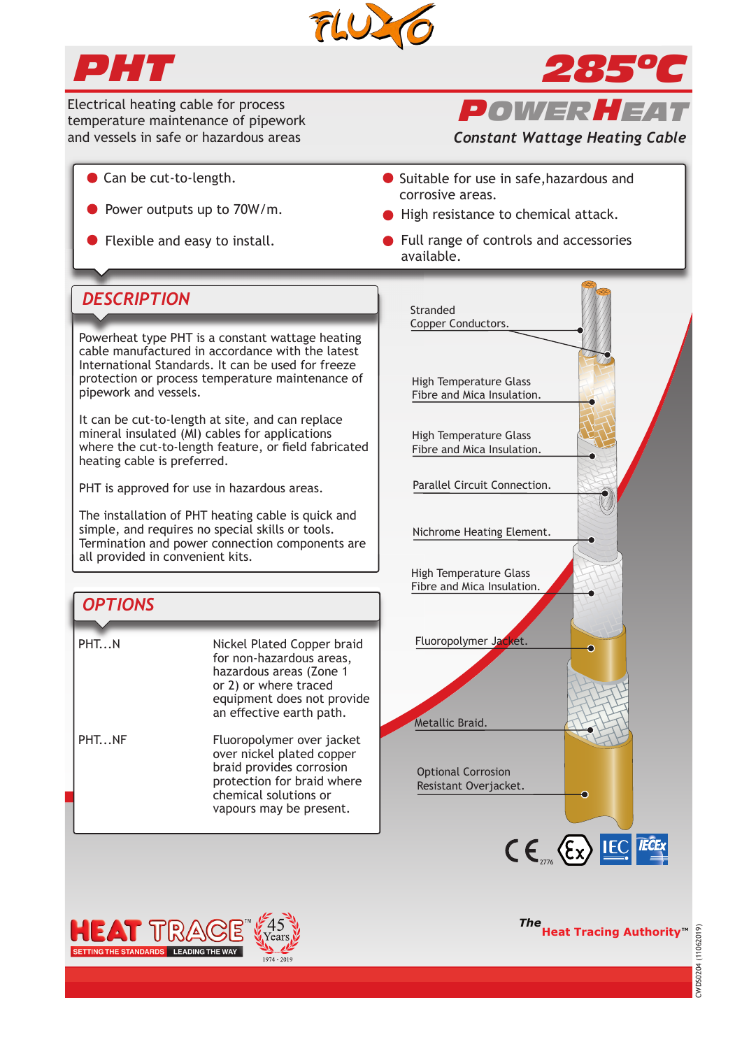# PHT

# 285°C

Electrical heating cable for process temperature maintenance of pipework and vessels in safe or hazardous areas

## POWERHEAT

*Constant Wattage Heating Cable*

- Can be cut-to-length.
- Power outputs up to 70W/m.
- Flexible and easy to install.
- Suitable for use in safe,hazardous and corrosive areas.
- High resistance to chemical attack.
- Full range of controls and accessories available.

## DESCRIPTION

Powerheat type PHT is a constant wattage heating cable manufactured in accordance with the latest International Standards. It can be used for freeze protection or process temperature maintenance of pipework and vessels.

It can be cut-to-length at site, and can replace mineral insulated (MI) cables for applications where the cut-to-length feature, or field fabricated heating cable is preferred.

PHT is approved for use in hazardous areas.

The installation of PHT heating cable is quick and simple, and requires no special skills or tools. Termination and power connection components are all provided in convenient kits.

## OPTIONS

| | |
|---|---|
| PHT...N | Nickel Plated Copper braid for non-hazardous areas, hazardous areas (Zone 1 or 2) or where traced equipment does not provide an effective earth path. |
| PHT...NF | Fluoropolymer over jacket over nickel plated copper braid provides corrosion protection for braid where chemical solutions or vapours may be present. |

Stranded Copper Conductors.

High Temperature Glass Fibre and Mica Insulation.

High Temperature Glass Fibre and Mica Insulation.

Parallel Circuit Connection.

Nichrome Heating Element.

High Temperature Glass Fibre and Mica Insulation.

Fluoropolymer Jacket.

Metallic Braid.

Optional Corrosion Resistant Overjacket.

CE 2776 Ex IEC IECEx

HEAT TRACE™ SETTING THE STANDARDS LEADING THE WAY 45 Years 1974 - 2019

*The* **Heat Tracing Authority™**

CWDS0204 (11062019)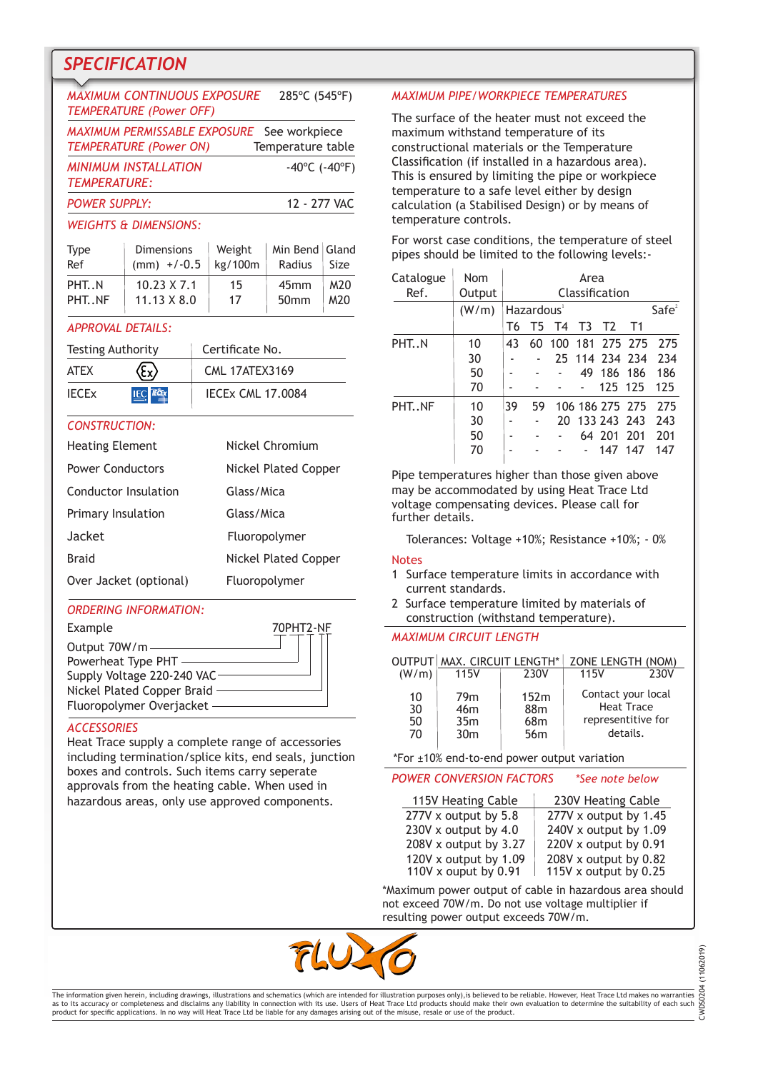# SPECIFICATION

| | |
|---|---|
| *MAXIMUM CONTINUOUS EXPOSURE TEMPERATURE (Power OFF)* | 285°C (545°F) |
| *MAXIMUM PERMISSABLE EXPOSURE TEMPERATURE (Power ON)* | See workpiece Temperature table |
| *MINIMUM INSTALLATION TEMPERATURE:* | -40°C (-40°F) |
| *POWER SUPPLY:* | 12 - 277 VAC |

## *WEIGHTS & DIMENSIONS:*

| Type Ref | Dimensions (mm) +/-0.5 | Weight kg/100m | Min Bend Radius | Gland Size |
|---|---|---|---|---|
| PHT..N | 10.23 X 7.1 | 15 | 45mm | M20 |
| PHT..NF | 11.13 X 8.0 | 17 | 50mm | M20 |

## *APPROVAL DETAILS:*

| Testing Authority | | Certificate No. |
|---|---|---|
| ATEX | | CML 17ATEX3169 |
| IECEx | | IECEx CML 17.0084 |

## *CONSTRUCTION:*

| | |
|---|---|
| Heating Element | Nickel Chromium |
| Power Conductors | Nickel Plated Copper |
| Conductor Insulation | Glass/Mica |
| Primary Insulation | Glass/Mica |
| Jacket | Fluoropolymer |
| Braid | Nickel Plated Copper |
| Over Jacket (optional) | Fluoropolymer |

## *ORDERING INFORMATION:*

Example: 70PHT2-NF

- Output 70W/m
- Powerheat Type PHT
- Supply Voltage 220-240 VAC
- Nickel Plated Copper Braid
- Fluoropolymer Overjacket

## *ACCESSORIES*

Heat Trace supply a complete range of accessories including termination/splice kits, end seals, junction boxes and controls. Such items carry seperate approvals from the heating cable. When used in hazardous areas, only use approved components.

## *MAXIMUM PIPE/WORKPIECE TEMPERATURES*

The surface of the heater must not exceed the maximum withstand temperature of its constructional materials or the Temperature Classification (if installed in a hazardous area). This is ensured by limiting the pipe or workpiece temperature to a safe level either by design calculation (a Stabilised Design) or by means of temperature controls.

For worst case conditions, the temperature of steel pipes should be limited to the following levels:-

| Catalogue Ref. | Nom Output (W/m) | Hazardous[1] T6 | T5 | T4 | T3 | T2 | T1 | Safe[2] |
|---|---|---|---|---|---|---|---|---|
| PHT..N | 10 | 43 | 60 | 100 | 181 | 275 | 275 | 275 |
| | 30 | - | - | 25 | 114 | 234 | 234 | 234 |
| | 50 | - | - | - | 49 | 186 | 186 | 186 |
| | 70 | - | - | - | - | 125 | 125 | 125 |
| PHT..NF | 10 | 39 | 59 | 106 | 186 | 275 | 275 | 275 |
| | 30 | - | - | 20 | 133 | 243 | 243 | 243 |
| | 50 | - | - | - | 64 | 201 | 201 | 201 |
| | 70 | - | - | - | - | 147 | 147 | 147 |

Pipe temperatures higher than those given above may be accommodated by using Heat Trace Ltd voltage compensating devices. Please call for further details.

Tolerances: Voltage +10%; Resistance +10%; - 0%

Notes

1. Surface temperature limits in accordance with current standards.
2. Surface temperature limited by materials of construction (withstand temperature).

## *MAXIMUM CIRCUIT LENGTH*

| OUTPUT (W/m) | MAX. CIRCUIT LENGTH* 115V | 230V | ZONE LENGTH (NOM) 115V | 230V |
|---|---|---|---|---|
| 10 | 79m | 152m | Contact your local Heat Trace representitive for details. | |
| 30 | 46m | 88m | | |
| 50 | 35m | 68m | | |
| 70 | 30m | 56m | | |

*For ±10% end-to-end power output variation

## *POWER CONVERSION FACTORS* *\*See note below*

| 115V Heating Cable | 230V Heating Cable |
|---|---|
| 277V x output by 5.8 | 277V x output by 1.45 |
| 230V x output by 4.0 | 240V x output by 1.09 |
| 208V x output by 3.27 | 220V x output by 0.91 |
| 120V x output by 1.09 | 208V x output by 0.82 |
| 110V x ouput by 0.91 | 115V x output by 0.25 |

*Maximum power output of cable in hazardous area should not exceed 70W/m. Do not use voltage multiplier if resulting power output exceeds 70W/m.

FLUXO

The information given herein, including drawings, illustrations and schematics (which are intended for illustration purposes only),is believed to be reliable. However, Heat Trace Ltd makes no warranties as to its accuracy or completeness and disclaims any liability in connection with its use. Users of Heat Trace Ltd products should make their own evaluation to determine the suitability of each such product for specific applications. In no way will Heat Trace Ltd be liable for any damages arising out of the misuse, resale or use of the product.

CWDS0204 (11062019)